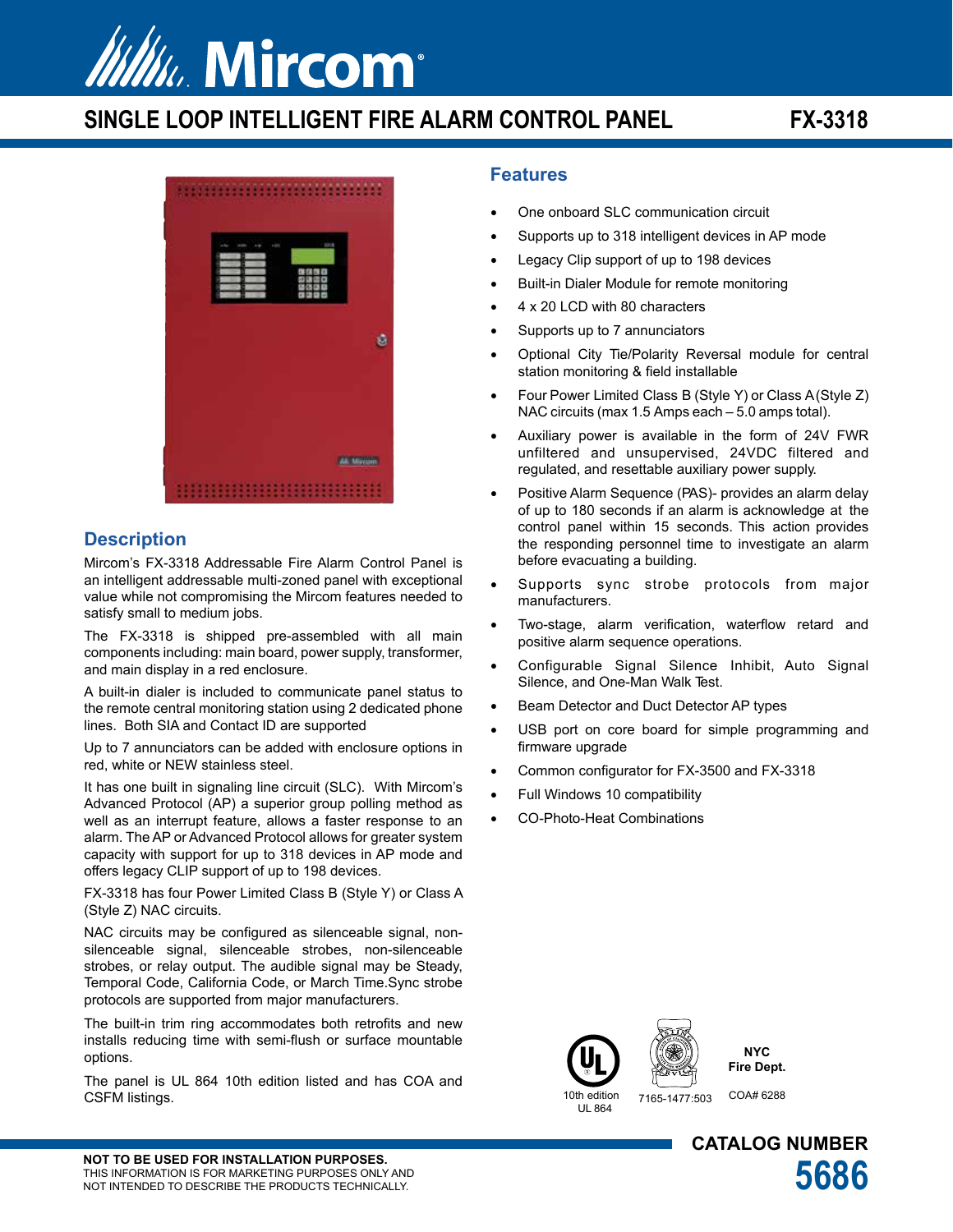# Mircom

## SINGLE LOOP INTELLIGENT FIRE ALARM CONTROL PANEL — FX-3318

## Description

Mircom's FX-3318 Addressable Fire Alarm Control Panel is an intelligent addressable multi-zoned panel with exceptional value while not compromising the Mircom features needed to satisfy small to medium jobs.

The FX-3318 is shipped pre-assembled with all main components including: main board, power supply, transformer, and main display in a red enclosure.

A built-in dialer is included to communicate panel status to the remote central monitoring station using 2 dedicated phone lines. Both SIA and Contact ID are supported

Up to 7 annunciators can be added with enclosure options in red, white or NEW stainless steel.

It has one built in signaling line circuit (SLC). With Mircom's Advanced Protocol (AP) a superior group polling method as well as an interrupt feature, allows a faster response to an alarm. The AP or Advanced Protocol allows for greater system capacity with support for up to 318 devices in AP mode and offers legacy CLIP support of up to 198 devices.

FX-3318 has four Power Limited Class B (Style Y) or Class A (Style Z) NAC circuits.

NAC circuits may be configured as silenceable signal, non-silenceable signal, silenceable strobes, non-silenceable strobes, or relay output. The audible signal may be Steady, Temporal Code, California Code, or March Time.Sync strobe protocols are supported from major manufacturers.

The built-in trim ring accommodates both retrofits and new installs reducing time with semi-flush or surface mountable options.

The panel is UL 864 10th edition listed and has COA and CSFM listings.

## Features

- One onboard SLC communication circuit
- Supports up to 318 intelligent devices in AP mode
- Legacy Clip support of up to 198 devices
- Built-in Dialer Module for remote monitoring
- 4 x 20 LCD with 80 characters
- Supports up to 7 annunciators
- Optional City Tie/Polarity Reversal module for central station monitoring & field installable
- Four Power Limited Class B (Style Y) or Class A (Style Z) NAC circuits (max 1.5 Amps each – 5.0 amps total).
- Auxiliary power is available in the form of 24V FWR unfiltered and unsupervised, 24VDC filtered and regulated, and resettable auxiliary power supply.
- Positive Alarm Sequence (PAS)- provides an alarm delay of up to 180 seconds if an alarm is acknowledge at the control panel within 15 seconds. This action provides the responding personnel time to investigate an alarm before evacuating a building.
- Supports sync strobe protocols from major manufacturers.
- Two-stage, alarm verification, waterflow retard and positive alarm sequence operations.
- Configurable Signal Silence Inhibit, Auto Signal Silence, and One-Man Walk Test.
- Beam Detector and Duct Detector AP types
- USB port on core board for simple programming and firmware upgrade
- Common configurator for FX-3500 and FX-3318
- Full Windows 10 compatibility
- CO-Photo-Heat Combinations

10th edition UL 864 | 7165-1477:503 | NYC Fire Dept. COA# 6288

**NOT TO BE USED FOR INSTALLATION PURPOSES.**
THIS INFORMATION IS FOR MARKETING PURPOSES ONLY AND NOT INTENDED TO DESCRIBE THE PRODUCTS TECHNICALLY.

**CATALOG NUMBER 5686**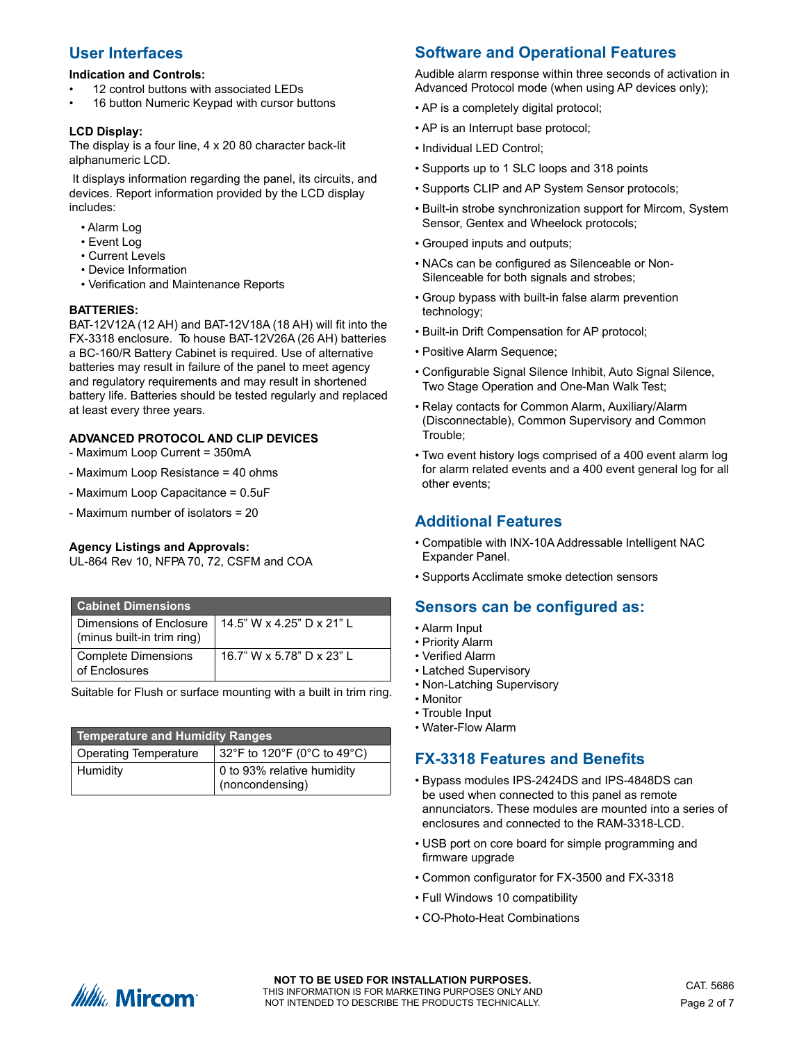## User Interfaces

**Indication and Controls:**

- 12 control buttons with associated LEDs
- 16 button Numeric Keypad with cursor buttons

**LCD Display:**

The display is a four line, 4 x 20 80 character back-lit alphanumeric LCD.

It displays information regarding the panel, its circuits, and devices. Report information provided by the LCD display includes:

- Alarm Log
- Event Log
- Current Levels
- Device Information
- Verification and Maintenance Reports

**BATTERIES:**

BAT-12V12A (12 AH) and BAT-12V18A (18 AH) will fit into the FX-3318 enclosure. To house BAT-12V26A (26 AH) batteries a BC-160/R Battery Cabinet is required. Use of alternative batteries may result in failure of the panel to meet agency and regulatory requirements and may result in shortened battery life. Batteries should be tested regularly and replaced at least every three years.

**ADVANCED PROTOCOL AND CLIP DEVICES**

- Maximum Loop Current = 350mA
- Maximum Loop Resistance = 40 ohms
- Maximum Loop Capacitance = 0.5uF
- Maximum number of isolators = 20

**Agency Listings and Approvals:**

UL-864 Rev 10, NFPA 70, 72, CSFM and COA

| Cabinet Dimensions | |
|---|---|
| Dimensions of Enclosure (minus built-in trim ring) | 14.5" W x 4.25" D x 21" L |
| Complete Dimensions of Enclosures | 16.7" W x 5.78" D x 23" L |

Suitable for Flush or surface mounting with a built in trim ring.

| Temperature and Humidity Ranges | |
|---|---|
| Operating Temperature | 32°F to 120°F (0°C to 49°C) |
| Humidity | 0 to 93% relative humidity (noncondensing) |

## Software and Operational Features

Audible alarm response within three seconds of activation in Advanced Protocol mode (when using AP devices only);

- AP is a completely digital protocol;
- AP is an Interrupt base protocol;
- Individual LED Control;
- Supports up to 1 SLC loops and 318 points
- Supports CLIP and AP System Sensor protocols;
- Built-in strobe synchronization support for Mircom, System Sensor, Gentex and Wheelock protocols;
- Grouped inputs and outputs;
- NACs can be configured as Silenceable or Non-Silenceable for both signals and strobes;
- Group bypass with built-in false alarm prevention technology;
- Built-in Drift Compensation for AP protocol;
- Positive Alarm Sequence;
- Configurable Signal Silence Inhibit, Auto Signal Silence, Two Stage Operation and One-Man Walk Test;
- Relay contacts for Common Alarm, Auxiliary/Alarm (Disconnectable), Common Supervisory and Common Trouble;
- Two event history logs comprised of a 400 event alarm log for alarm related events and a 400 event general log for all other events;

## Additional Features

- Compatible with INX-10A Addressable Intelligent NAC Expander Panel.
- Supports Acclimate smoke detection sensors

## Sensors can be configured as:

- Alarm Input
- Priority Alarm
- Verified Alarm
- Latched Supervisory
- Non-Latching Supervisory
- Monitor
- Trouble Input
- Water-Flow Alarm

## FX-3318 Features and Benefits

- Bypass modules IPS-2424DS and IPS-4848DS can be used when connected to this panel as remote annunciators. These modules are mounted into a series of enclosures and connected to the RAM-3318-LCD.
- USB port on core board for simple programming and firmware upgrade
- Common configurator for FX-3500 and FX-3318
- Full Windows 10 compatibility
- CO-Photo-Heat Combinations

**NOT TO BE USED FOR INSTALLATION PURPOSES.**
THIS INFORMATION IS FOR MARKETING PURPOSES ONLY AND NOT INTENDED TO DESCRIBE THE PRODUCTS TECHNICALLY.

CAT. 5686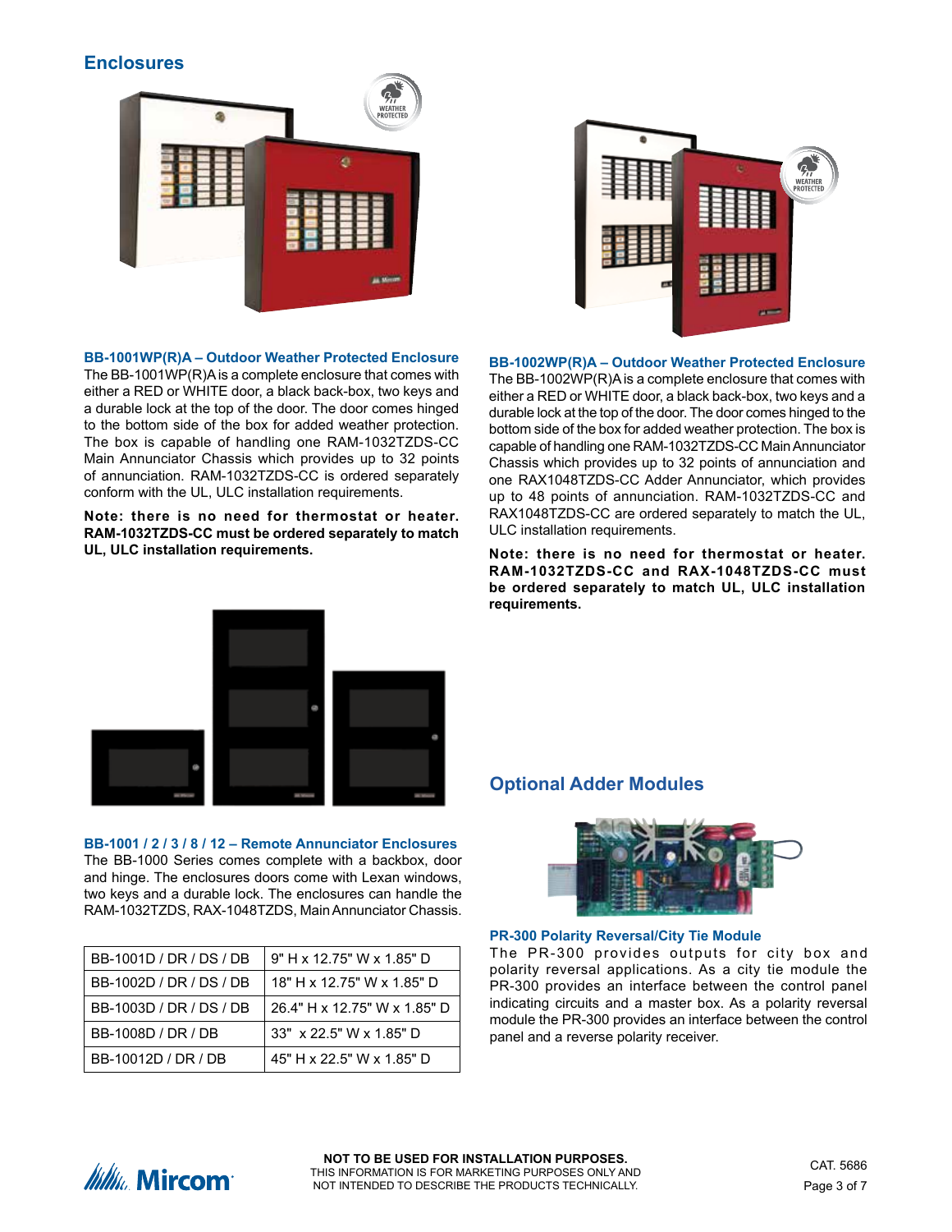## Enclosures

### BB-1001WP(R)A – Outdoor Weather Protected Enclosure

The BB-1001WP(R)A is a complete enclosure that comes with either a RED or WHITE door, a black back-box, two keys and a durable lock at the top of the door. The door comes hinged to the bottom side of the box for added weather protection. The box is capable of handling one RAM-1032TZDS-CC Main Annunciator Chassis which provides up to 32 points of annunciation. RAM-1032TZDS-CC is ordered separately conform with the UL, ULC installation requirements.

**Note: there is no need for thermostat or heater. RAM-1032TZDS-CC must be ordered separately to match UL, ULC installation requirements.**

### BB-1002WP(R)A – Outdoor Weather Protected Enclosure

The BB-1002WP(R)A is a complete enclosure that comes with either a RED or WHITE door, a black back-box, two keys and a durable lock at the top of the door. The door comes hinged to the bottom side of the box for added weather protection. The box is capable of handling one RAM-1032TZDS-CC Main Annunciator Chassis which provides up to 32 points of annunciation and one RAX1048TZDS-CC Adder Annunciator, which provides up to 48 points of annunciation. RAM-1032TZDS-CC and RAX1048TZDS-CC are ordered separately to match the UL, ULC installation requirements.

**Note: there is no need for thermostat or heater. RAM-1032TZDS-CC and RAX-1048TZDS-CC must be ordered separately to match UL, ULC installation requirements.**

### BB-1001 / 2 / 3 / 8 / 12 – Remote Annunciator Enclosures

The BB-1000 Series comes complete with a backbox, door and hinge. The enclosures doors come with Lexan windows, two keys and a durable lock. The enclosures can handle the RAM-1032TZDS, RAX-1048TZDS, Main Annunciator Chassis.

| Model | Dimensions |
|---|---|
| BB-1001D / DR / DS / DB | 9" H x 12.75" W x 1.85" D |
| BB-1002D / DR / DS / DB | 18" H x 12.75" W x 1.85" D |
| BB-1003D / DR / DS / DB | 26.4" H x 12.75" W x 1.85" D |
| BB-1008D / DR / DB | 33" x 22.5" W x 1.85" D |
| BB-10012D / DR / DB | 45" H x 22.5" W x 1.85" D |

## Optional Adder Modules

### PR-300 Polarity Reversal/City Tie Module

The PR-300 provides outputs for city box and polarity reversal applications. As a city tie module the PR-300 provides an interface between the control panel indicating circuits and a master box. As a polarity reversal module the PR-300 provides an interface between the control panel and a reverse polarity receiver.

**NOT TO BE USED FOR INSTALLATION PURPOSES.**
THIS INFORMATION IS FOR MARKETING PURPOSES ONLY AND NOT INTENDED TO DESCRIBE THE PRODUCTS TECHNICALLY.

CAT. 5686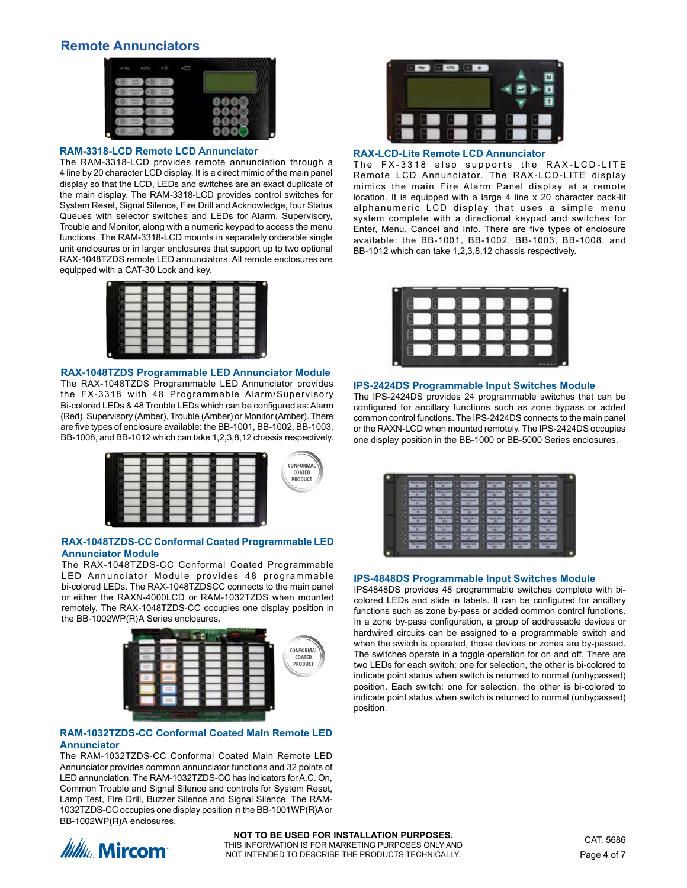## Remote Annunciators

### RAM-3318-LCD Remote LCD Annunciator

The RAM-3318-LCD provides remote annunciation through a 4 line by 20 character LCD display. It is a direct mimic of the main panel display so that the LCD, LEDs and switches are an exact duplicate of the main display. The RAM-3318-LCD provides control switches for System Reset, Signal Silence, Fire Drill and Acknowledge, four Status Queues with selector switches and LEDs for Alarm, Supervisory, Trouble and Monitor, along with a numeric keypad to access the menu functions. The RAM-3318-LCD mounts in separately orderable single unit enclosures or in larger enclosures that support up to two optional RAX-1048TZDS remote LED annunciators. All remote enclosures are equipped with a CAT-30 Lock and key.

### RAX-1048TZDS Programmable LED Annunciator Module

The RAX-1048TZDS Programmable LED Annunciator provides the FX-3318 with 48 Programmable Alarm/Supervisory Bi-colored LEDs & 48 Trouble LEDs which can be configured as: Alarm (Red), Supervisory (Amber), Trouble (Amber) or Monitor (Amber). There are five types of enclosure available: the BB-1001, BB-1002, BB-1003, BB-1008, and BB-1012 which can take 1,2,3,8,12 chassis respectively.

CONFORMAL COATED PRODUCT

### RAX-1048TZDS-CC Conformal Coated Programmable LED Annunciator Module

The RAX-1048TZDS-CC Conformal Coated Programmable LED Annunciator Module provides 48 programmable bi-colored LEDs. The RAX-1048TZDSCC connects to the main panel or either the RAXN-4000LCD or RAM-1032TZDS when mounted remotely. The RAX-1048TZDS-CC occupies one display position in the BB-1002WP(R)A Series enclosures.

CONFORMAL COATED PRODUCT

### RAM-1032TZDS-CC Conformal Coated Main Remote LED Annunciator

The RAM-1032TZDS-CC Conformal Coated Main Remote LED Annunciator provides common annunciator functions and 32 points of LED annunciation. The RAM-1032TZDS-CC has indicators for A.C. On, Common Trouble and Signal Silence and controls for System Reset, Lamp Test, Fire Drill, Buzzer Silence and Signal Silence. The RAM-1032TZDS-CC occupies one display position in the BB-1001WP(R)A or BB-1002WP(R)A enclosures.

### RAX-LCD-Lite Remote LCD Annunciator

The FX-3318 also supports the RAX-LCD-LITE Remote LCD Annunciator. The RAX-LCD-LITE display mimics the main Fire Alarm Panel display at a remote location. It is equipped with a large 4 line x 20 character back-lit alphanumeric LCD display that uses a simple menu system complete with a directional keypad and switches for Enter, Menu, Cancel and Info. There are five types of enclosure available: the BB-1001, BB-1002, BB-1003, BB-1008, and BB-1012 which can take 1,2,3,8,12 chassis respectively.

### IPS-2424DS Programmable Input Switches Module

The IPS-2424DS provides 24 programmable switches that can be configured for ancillary functions such as zone bypass or added common control functions. The IPS-2424DS connects to the main panel or the RAXN-LCD when mounted remotely. The IPS-2424DS occupies one display position in the BB-1000 or BB-5000 Series enclosures.

### IPS-4848DS Programmable Input Switches Module

IPS4848DS provides 48 programmable switches complete with bi-colored LEDs and slide in labels. It can be configured for ancillary functions such as zone by-pass or added common control functions. In a zone by-pass configuration, a group of addressable devices or hardwired circuits can be assigned to a programmable switch and when the switch is operated, those devices or zones are by-passed. The switches operate in a toggle operation for on and off. There are two LEDs for each switch; one for selection, the other is bi-colored to indicate point status when switch is returned to normal (unbypassed) position. Each switch: one for selection, the other is bi-colored to indicate point status when switch is returned to normal (unbypassed) position.

**NOT TO BE USED FOR INSTALLATION PURPOSES.**
THIS INFORMATION IS FOR MARKETING PURPOSES ONLY AND NOT INTENDED TO DESCRIBE THE PRODUCTS TECHNICALLY.

CAT. 5686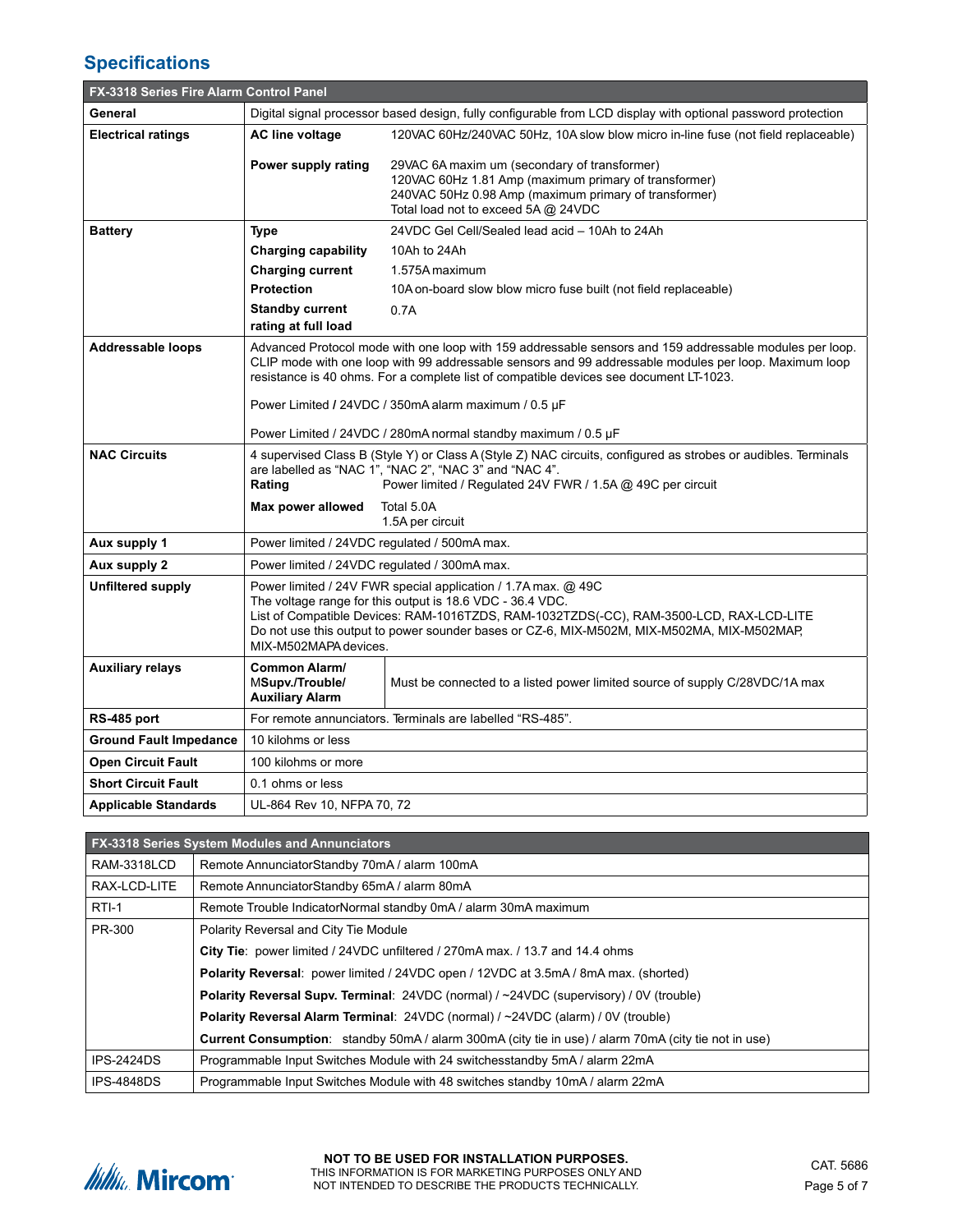## Specifications

| FX-3318 Series Fire Alarm Control Panel | | |
|---|---|---|
| **General** | Digital signal processor based design, fully configurable from LCD display with optional password protection | |
| **Electrical ratings** | **AC line voltage** | 120VAC 60Hz/240VAC 50Hz, 10A slow blow micro in-line fuse (not field replaceable) |
| | **Power supply rating** | 29VAC 6A maxim um (secondary of transformer)<br>120VAC 60Hz 1.81 Amp (maximum primary of transformer)<br>240VAC 50Hz 0.98 Amp (maximum primary of transformer)<br>Total load not to exceed 5A @ 24VDC |
| **Battery** | **Type** | 24VDC Gel Cell/Sealed lead acid – 10Ah to 24Ah |
| | **Charging capability** | 10Ah to 24Ah |
| | **Charging current** | 1.575A maximum |
| | **Protection** | 10A on-board slow blow micro fuse built (not field replaceable) |
| | **Standby current rating at full load** | 0.7A |
| **Addressable loops** | Advanced Protocol mode with one loop with 159 addressable sensors and 159 addressable modules per loop. CLIP mode with one loop with 99 addressable sensors and 99 addressable modules per loop. Maximum loop resistance is 40 ohms. For a complete list of compatible devices see document LT-1023.<br><br>Power Limited / 24VDC / 350mA alarm maximum / 0.5 µF<br><br>Power Limited / 24VDC / 280mA normal standby maximum / 0.5 µF | |
| **NAC Circuits** | 4 supervised Class B (Style Y) or Class A (Style Z) NAC circuits, configured as strobes or audibles. Terminals are labelled as "NAC 1", "NAC 2", "NAC 3" and "NAC 4". | |
| | **Rating** | Power limited / Regulated 24V FWR / 1.5A @ 49C per circuit |
| | **Max power allowed** | Total 5.0A<br>1.5A per circuit |
| **Aux supply 1** | Power limited / 24VDC regulated / 500mA max. | |
| **Aux supply 2** | Power limited / 24VDC regulated / 300mA max. | |
| **Unfiltered supply** | Power limited / 24V FWR special application / 1.7A max. @ 49C<br>The voltage range for this output is 18.6 VDC - 36.4 VDC.<br>List of Compatible Devices: RAM-1016TZDS, RAM-1032TZDS(-CC), RAM-3500-LCD, RAX-LCD-LITE<br>Do not use this output to power sounder bases or CZ-6, MIX-M502M, MIX-M502MA, MIX-M502MAP, MIX-M502MAPA devices. | |
| **Auxiliary relays** | **Common Alarm/ MSupv./Trouble/ Auxiliary Alarm** | Must be connected to a listed power limited source of supply C/28VDC/1A max |
| **RS-485 port** | For remote annunciators. Terminals are labelled "RS-485". | |
| **Ground Fault Impedance** | 10 kilohms or less | |
| **Open Circuit Fault** | 100 kilohms or more | |
| **Short Circuit Fault** | 0.1 ohms or less | |
| **Applicable Standards** | UL-864 Rev 10, NFPA 70, 72 | |

| FX-3318 Series System Modules and Annunciators | |
|---|---|
| RAM-3318LCD | Remote AnnunciatorStandby 70mA / alarm 100mA |
| RAX-LCD-LITE | Remote AnnunciatorStandby 65mA / alarm 80mA |
| RTI-1 | Remote Trouble IndicatorNormal standby 0mA / alarm 30mA maximum |
| PR-300 | Polarity Reversal and City Tie Module |
| | **City Tie**: power limited / 24VDC unfiltered / 270mA max. / 13.7 and 14.4 ohms |
| | **Polarity Reversal**: power limited / 24VDC open / 12VDC at 3.5mA / 8mA max. (shorted) |
| | **Polarity Reversal Supv. Terminal**: 24VDC (normal) / ~24VDC (supervisory) / 0V (trouble) |
| | **Polarity Reversal Alarm Terminal**: 24VDC (normal) / ~24VDC (alarm) / 0V (trouble) |
| | **Current Consumption**: standby 50mA / alarm 300mA (city tie in use) / alarm 70mA (city tie not in use) |
| IPS-2424DS | Programmable Input Switches Module with 24 switchesstandby 5mA / alarm 22mA |
| IPS-4848DS | Programmable Input Switches Module with 48 switches standby 10mA / alarm 22mA |

**NOT TO BE USED FOR INSTALLATION PURPOSES.**
THIS INFORMATION IS FOR MARKETING PURPOSES ONLY AND NOT INTENDED TO DESCRIBE THE PRODUCTS TECHNICALLY.

CAT. 5686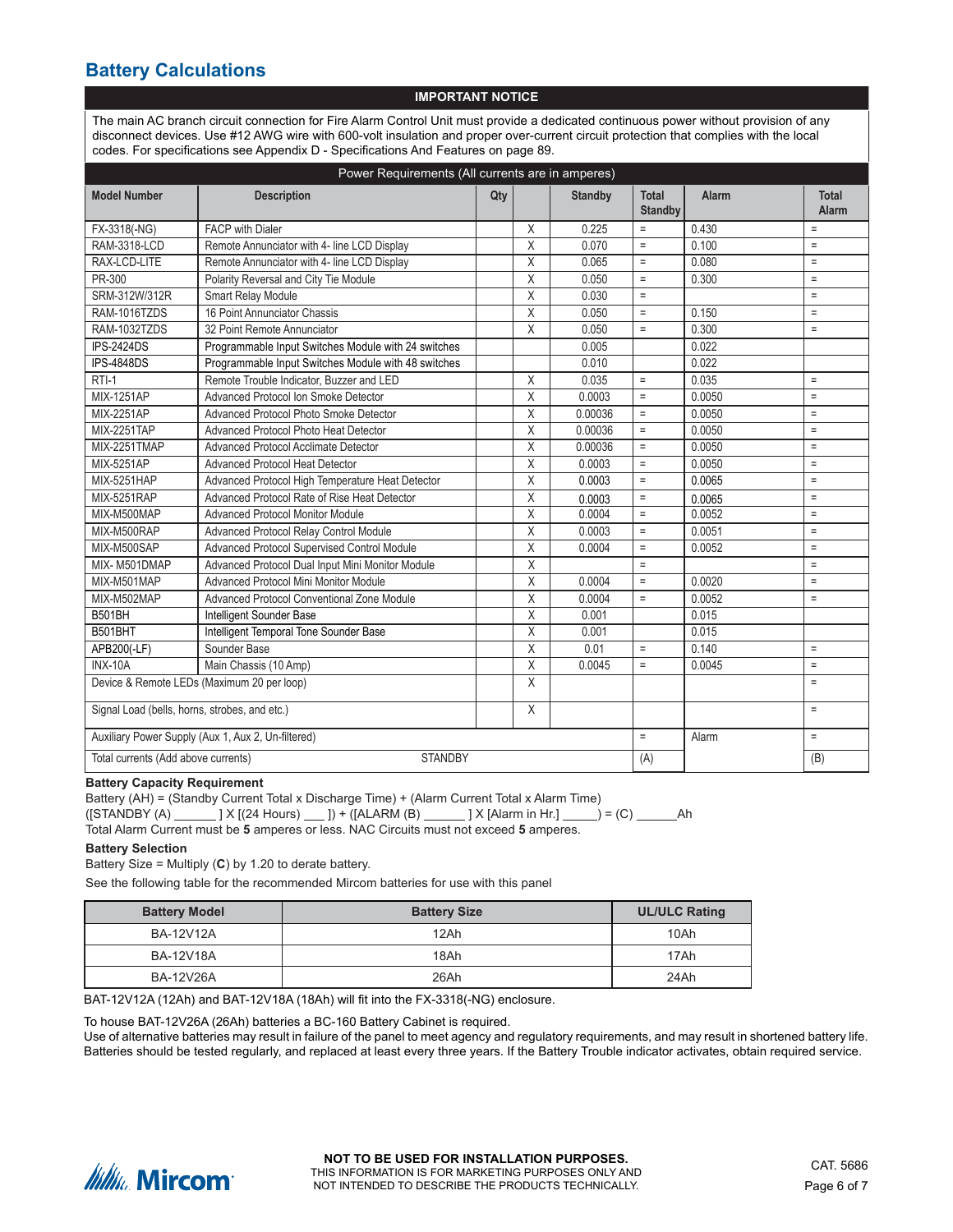## Battery Calculations

**IMPORTANT NOTICE**

The main AC branch circuit connection for Fire Alarm Control Unit must provide a dedicated continuous power without provision of any disconnect devices. Use #12 AWG wire with 600-volt insulation and proper over-current circuit protection that complies with the local codes. For specifications see Appendix D - Specifications And Features on page 89.

Power Requirements (All currents are in amperes)

| Model Number | Description | Qty | | Standby | Total Standby | Alarm | Total Alarm |
|---|---|---|---|---|---|---|---|
| FX-3318(-NG) | FACP with Dialer | | X | 0.225 | = | 0.430 | = |
| RAM-3318-LCD | Remote Annunciator with 4- line LCD Display | | X | 0.070 | = | 0.100 | = |
| RAX-LCD-LITE | Remote Annunciator with 4- line LCD Display | | X | 0.065 | = | 0.080 | = |
| PR-300 | Polarity Reversal and City Tie Module | | X | 0.050 | = | 0.300 | = |
| SRM-312W/312R | Smart Relay Module | | X | 0.030 | = | | = |
| RAM-1016TZDS | 16 Point Annunciator Chassis | | X | 0.050 | = | 0.150 | = |
| RAM-1032TZDS | 32 Point Remote Annunciator | | X | 0.050 | = | 0.300 | = |
| IPS-2424DS | Programmable Input Switches Module with 24 switches | | | 0.005 | | 0.022 | |
| IPS-4848DS | Programmable Input Switches Module with 48 switches | | | 0.010 | | 0.022 | |
| RTI-1 | Remote Trouble Indicator, Buzzer and LED | | X | 0.035 | = | 0.035 | = |
| MIX-1251AP | Advanced Protocol Ion Smoke Detector | | X | 0.0003 | = | 0.0050 | = |
| MIX-2251AP | Advanced Protocol Photo Smoke Detector | | X | 0.00036 | = | 0.0050 | = |
| MIX-2251TAP | Advanced Protocol Photo Heat Detector | | X | 0.00036 | = | 0.0050 | = |
| MIX-2251TMAP | Advanced Protocol Acclimate Detector | | X | 0.00036 | = | 0.0050 | = |
| MIX-5251AP | Advanced Protocol Heat Detector | | X | 0.0003 | = | 0.0050 | = |
| MIX-5251HAP | Advanced Protocol High Temperature Heat Detector | | X | 0.0003 | = | 0.0065 | = |
| MIX-5251RAP | Advanced Protocol Rate of Rise Heat Detector | | X | 0.0003 | = | 0.0065 | = |
| MIX-M500MAP | Advanced Protocol Monitor Module | | X | 0.0004 | = | 0.0052 | = |
| MIX-M500RAP | Advanced Protocol Relay Control Module | | X | 0.0003 | = | 0.0051 | = |
| MIX-M500SAP | Advanced Protocol Supervised Control Module | | X | 0.0004 | = | 0.0052 | = |
| MIX- M501DMAP | Advanced Protocol Dual Input Mini Monitor Module | | X | | = | | = |
| MIX-M501MAP | Advanced Protocol Mini Monitor Module | | X | 0.0004 | = | 0.0020 | = |
| MIX-M502MAP | Advanced Protocol Conventional Zone Module | | X | 0.0004 | = | 0.0052 | = |
| B501BH | Intelligent Sounder Base | | X | 0.001 | | 0.015 | |
| B501BHT | Intelligent Temporal Tone Sounder Base | | X | 0.001 | | 0.015 | |
| APB200(-LF) | Sounder Base | | X | 0.01 | = | 0.140 | = |
| INX-10A | Main Chassis (10 Amp) | | X | 0.0045 | = | 0.0045 | = |
| Device & Remote LEDs (Maximum 20 per loop) | | | X | | | | = |
| Signal Load (bells, horns, strobes, and etc.) | | | X | | | | = |
| Auxiliary Power Supply (Aux 1, Aux 2, Un-filtered) | | | | | = | Alarm | = |
| Total currents (Add above currents) | STANDBY | | | | (A) | | (B) |

**Battery Capacity Requirement**

Battery (AH) = (Standby Current Total x Discharge Time) + (Alarm Current Total x Alarm Time)

([STANDBY (A) ______ ] X [(24 Hours) ___ ]) + ([ALARM (B) ______ ] X [Alarm in Hr.] _____) = (C) ______Ah

Total Alarm Current must be **5** amperes or less. NAC Circuits must not exceed **5** amperes.

**Battery Selection**

Battery Size = Multiply (**C**) by 1.20 to derate battery.

See the following table for the recommended Mircom batteries for use with this panel

| Battery Model | Battery Size | UL/ULC Rating |
|---|---|---|
| BA-12V12A | 12Ah | 10Ah |
| BA-12V18A | 18Ah | 17Ah |
| BA-12V26A | 26Ah | 24Ah |

BAT-12V12A (12Ah) and BAT-12V18A (18Ah) will fit into the FX-3318(-NG) enclosure.

To house BAT-12V26A (26Ah) batteries a BC-160 Battery Cabinet is required.

Use of alternative batteries may result in failure of the panel to meet agency and regulatory requirements, and may result in shortened battery life. Batteries should be tested regularly, and replaced at least every three years. If the Battery Trouble indicator activates, obtain required service.

**NOT TO BE USED FOR INSTALLATION PURPOSES.**
THIS INFORMATION IS FOR MARKETING PURPOSES ONLY AND NOT INTENDED TO DESCRIBE THE PRODUCTS TECHNICALLY.

CAT. 5686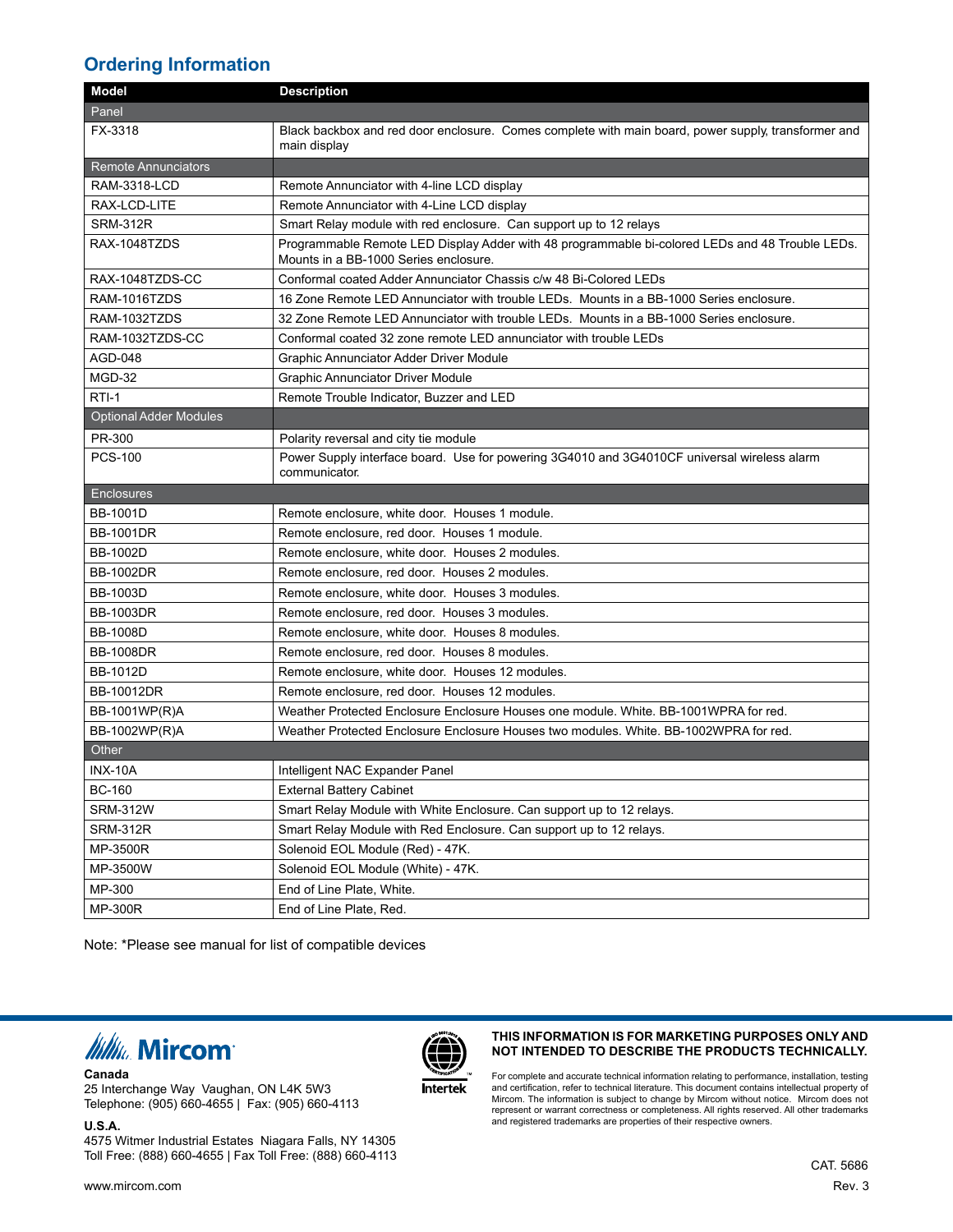## Ordering Information

| Model | Description |
|---|---|
| Panel | |
| FX-3318 | Black backbox and red door enclosure. Comes complete with main board, power supply, transformer and main display |
| Remote Annunciators | |
| RAM-3318-LCD | Remote Annunciator with 4-line LCD display |
| RAX-LCD-LITE | Remote Annunciator with 4-Line LCD display |
| SRM-312R | Smart Relay module with red enclosure. Can support up to 12 relays |
| RAX-1048TZDS | Programmable Remote LED Display Adder with 48 programmable bi-colored LEDs and 48 Trouble LEDs. Mounts in a BB-1000 Series enclosure. |
| RAX-1048TZDS-CC | Conformal coated Adder Annunciator Chassis c/w 48 Bi-Colored LEDs |
| RAM-1016TZDS | 16 Zone Remote LED Annunciator with trouble LEDs. Mounts in a BB-1000 Series enclosure. |
| RAM-1032TZDS | 32 Zone Remote LED Annunciator with trouble LEDs. Mounts in a BB-1000 Series enclosure. |
| RAM-1032TZDS-CC | Conformal coated 32 zone remote LED annunciator with trouble LEDs |
| AGD-048 | Graphic Annunciator Adder Driver Module |
| MGD-32 | Graphic Annunciator Driver Module |
| RTI-1 | Remote Trouble Indicator, Buzzer and LED |
| Optional Adder Modules | |
| PR-300 | Polarity reversal and city tie module |
| PCS-100 | Power Supply interface board. Use for powering 3G4010 and 3G4010CF universal wireless alarm communicator. |
| Enclosures | |
| BB-1001D | Remote enclosure, white door. Houses 1 module. |
| BB-1001DR | Remote enclosure, red door. Houses 1 module. |
| BB-1002D | Remote enclosure, white door. Houses 2 modules. |
| BB-1002DR | Remote enclosure, red door. Houses 2 modules. |
| BB-1003D | Remote enclosure, white door. Houses 3 modules. |
| BB-1003DR | Remote enclosure, red door. Houses 3 modules. |
| BB-1008D | Remote enclosure, white door. Houses 8 modules. |
| BB-1008DR | Remote enclosure, red door. Houses 8 modules. |
| BB-1012D | Remote enclosure, white door. Houses 12 modules. |
| BB-10012DR | Remote enclosure, red door. Houses 12 modules. |
| BB-1001WP(R)A | Weather Protected Enclosure Enclosure Houses one module. White. BB-1001WPRA for red. |
| BB-1002WP(R)A | Weather Protected Enclosure Enclosure Houses two modules. White. BB-1002WPRA for red. |
| Other | |
| INX-10A | Intelligent NAC Expander Panel |
| BC-160 | External Battery Cabinet |
| SRM-312W | Smart Relay Module with White Enclosure. Can support up to 12 relays. |
| SRM-312R | Smart Relay Module with Red Enclosure. Can support up to 12 relays. |
| MP-3500R | Solenoid EOL Module (Red) - 47K. |
| MP-3500W | Solenoid EOL Module (White) - 47K. |
| MP-300 | End of Line Plate, White. |
| MP-300R | End of Line Plate, Red. |

Note: *Please see manual for list of compatible devices

**Mircom**

**Canada**
25 Interchange Way Vaughan, ON L4K 5W3
Telephone: (905) 660-4655 | Fax: (905) 660-4113

**U.S.A.**
4575 Witmer Industrial Estates Niagara Falls, NY 14305
Toll Free: (888) 660-4655 | Fax Toll Free: (888) 660-4113

www.mircom.com

Intertek

**THIS INFORMATION IS FOR MARKETING PURPOSES ONLY AND NOT INTENDED TO DESCRIBE THE PRODUCTS TECHNICALLY.**

For complete and accurate technical information relating to performance, installation, testing and certification, refer to technical literature. This document contains intellectual property of Mircom. The information is subject to change by Mircom without notice. Mircom does not represent or warrant correctness or completeness. All rights reserved. All other trademarks and registered trademarks are properties of their respective owners.

CAT. 5686
Rev. 3